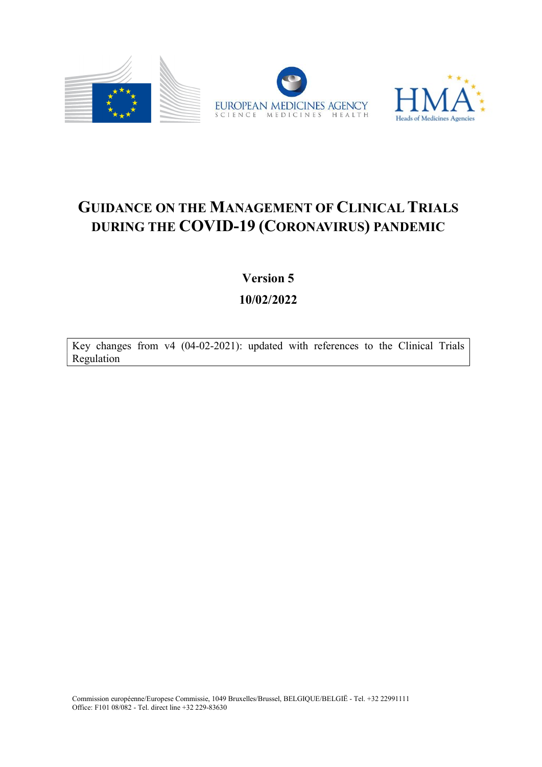# GUIDANCE ON THE MANAGEMENT OF CLINICAL TRIALS DURING THE COVID-19 (CORONAVIRUS) PANDEMIC

**Version 5**

**10/02/2022**

Key changes from v4 (04-02-2021): updated with references to the Clinical Trials Regulation

Commission européenne/Europese Commissie, 1049 Bruxelles/Brussel, BELGIQUE/BELGIË - Tel. +32 22991111
Office: F101 08/082 - Tel. direct line +32 229-83630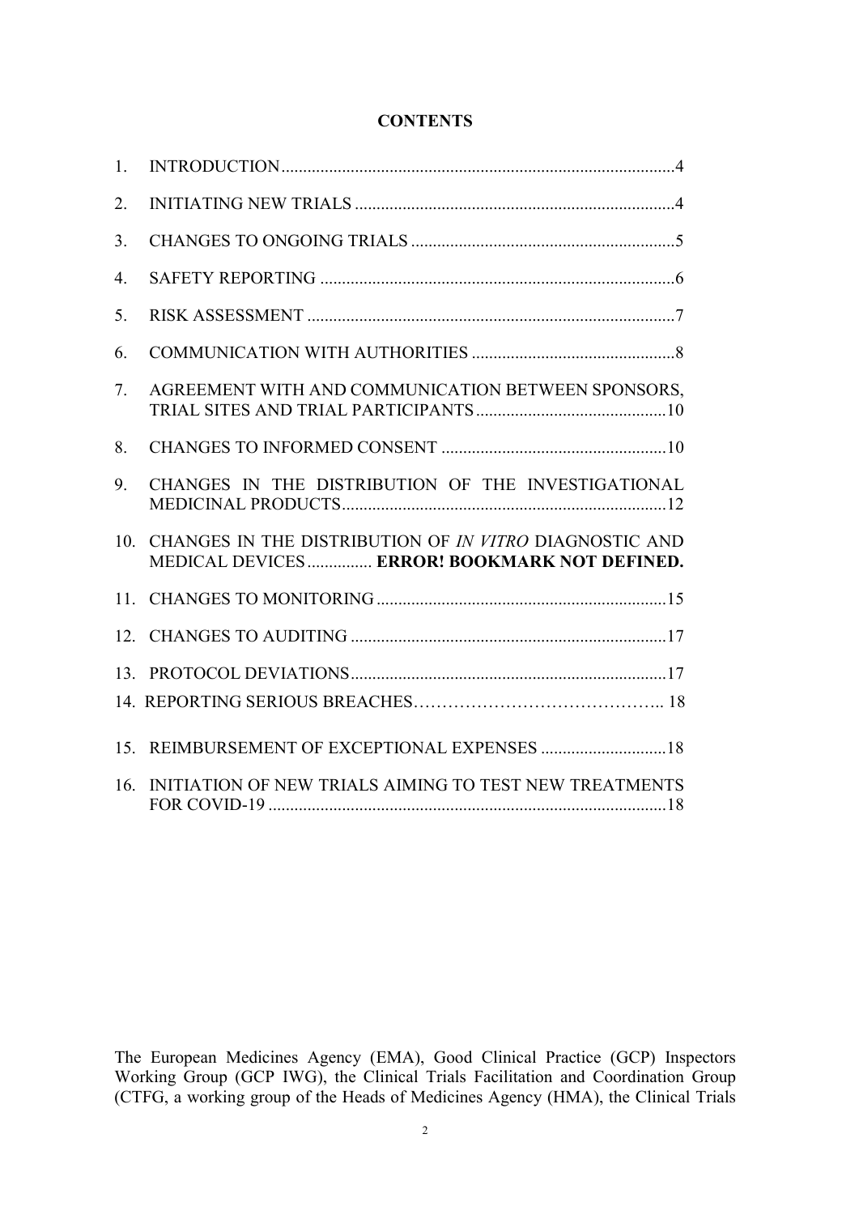**CONTENTS**

1. INTRODUCTION .......................................................................................... 4
2. INITIATING NEW TRIALS ........................................................................... 4
3. CHANGES TO ONGOING TRIALS ............................................................. 5
4. SAFETY REPORTING .................................................................................. 6
5. RISK ASSESSMENT ..................................................................................... 7
6. COMMUNICATION WITH AUTHORITIES ................................................ 8
7. AGREEMENT WITH AND COMMUNICATION BETWEEN SPONSORS, TRIAL SITES AND TRIAL PARTICIPANTS ............................................ 10
8. CHANGES TO INFORMED CONSENT .................................................... 10
9. CHANGES IN THE DISTRIBUTION OF THE INVESTIGATIONAL MEDICINAL PRODUCTS ........................................................................... 12
10. CHANGES IN THE DISTRIBUTION OF *IN VITRO* DIAGNOSTIC AND MEDICAL DEVICES ............... **ERROR! BOOKMARK NOT DEFINED.**
11. CHANGES TO MONITORING ................................................................... 15
12. CHANGES TO AUDITING ......................................................................... 17
13. PROTOCOL DEVIATIONS ......................................................................... 17
14. REPORTING SERIOUS BREACHES…………………………………….. 18
15. REIMBURSEMENT OF EXCEPTIONAL EXPENSES ............................. 18
16. INITIATION OF NEW TRIALS AIMING TO TEST NEW TREATMENTS FOR COVID-19 ........................................................................................... 18

The European Medicines Agency (EMA), Good Clinical Practice (GCP) Inspectors Working Group (GCP IWG), the Clinical Trials Facilitation and Coordination Group (CTFG, a working group of the Heads of Medicines Agency (HMA), the Clinical Trials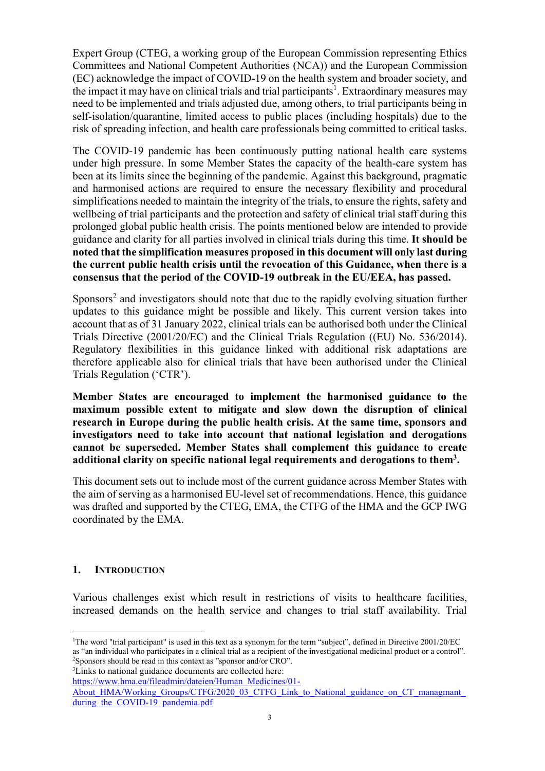Expert Group (CTEG, a working group of the European Commission representing Ethics Committees and National Competent Authorities (NCA)) and the European Commission (EC) acknowledge the impact of COVID-19 on the health system and broader society, and the impact it may have on clinical trials and trial participants[1]. Extraordinary measures may need to be implemented and trials adjusted due, among others, to trial participants being in self-isolation/quarantine, limited access to public places (including hospitals) due to the risk of spreading infection, and health care professionals being committed to critical tasks.

The COVID-19 pandemic has been continuously putting national health care systems under high pressure. In some Member States the capacity of the health-care system has been at its limits since the beginning of the pandemic. Against this background, pragmatic and harmonised actions are required to ensure the necessary flexibility and procedural simplifications needed to maintain the integrity of the trials, to ensure the rights, safety and wellbeing of trial participants and the protection and safety of clinical trial staff during this prolonged global public health crisis. The points mentioned below are intended to provide guidance and clarity for all parties involved in clinical trials during this time. **It should be noted that the simplification measures proposed in this document will only last during the current public health crisis until the revocation of this Guidance, when there is a consensus that the period of the COVID-19 outbreak in the EU/EEA, has passed.**

Sponsors[2] and investigators should note that due to the rapidly evolving situation further updates to this guidance might be possible and likely. This current version takes into account that as of 31 January 2022, clinical trials can be authorised both under the Clinical Trials Directive (2001/20/EC) and the Clinical Trials Regulation ((EU) No. 536/2014). Regulatory flexibilities in this guidance linked with additional risk adaptations are therefore applicable also for clinical trials that have been authorised under the Clinical Trials Regulation ('CTR').

**Member States are encouraged to implement the harmonised guidance to the maximum possible extent to mitigate and slow down the disruption of clinical research in Europe during the public health crisis. At the same time, sponsors and investigators need to take into account that national legislation and derogations cannot be superseded. Member States shall complement this guidance to create additional clarity on specific national legal requirements and derogations to them[3].**

This document sets out to include most of the current guidance across Member States with the aim of serving as a harmonised EU-level set of recommendations. Hence, this guidance was drafted and supported by the CTEG, EMA, the CTFG of the HMA and the GCP IWG coordinated by the EMA.

## 1. INTRODUCTION

Various challenges exist which result in restrictions of visits to healthcare facilities, increased demands on the health service and changes to trial staff availability. Trial

---

[1]The word "trial participant" is used in this text as a synonym for the term "subject", defined in Directive 2001/20/EC as "an individual who participates in a clinical trial as a recipient of the investigational medicinal product or a control".

[2]Sponsors should be read in this context as "sponsor and/or CRO".

[3]Links to national guidance documents are collected here: https://www.hma.eu/fileadmin/dateien/Human_Medicines/01-About_HMA/Working_Groups/CTFG/2020_03_CTFG_Link_to_National_guidance_on_CT_managmant_during_the_COVID-19_pandemia.pdf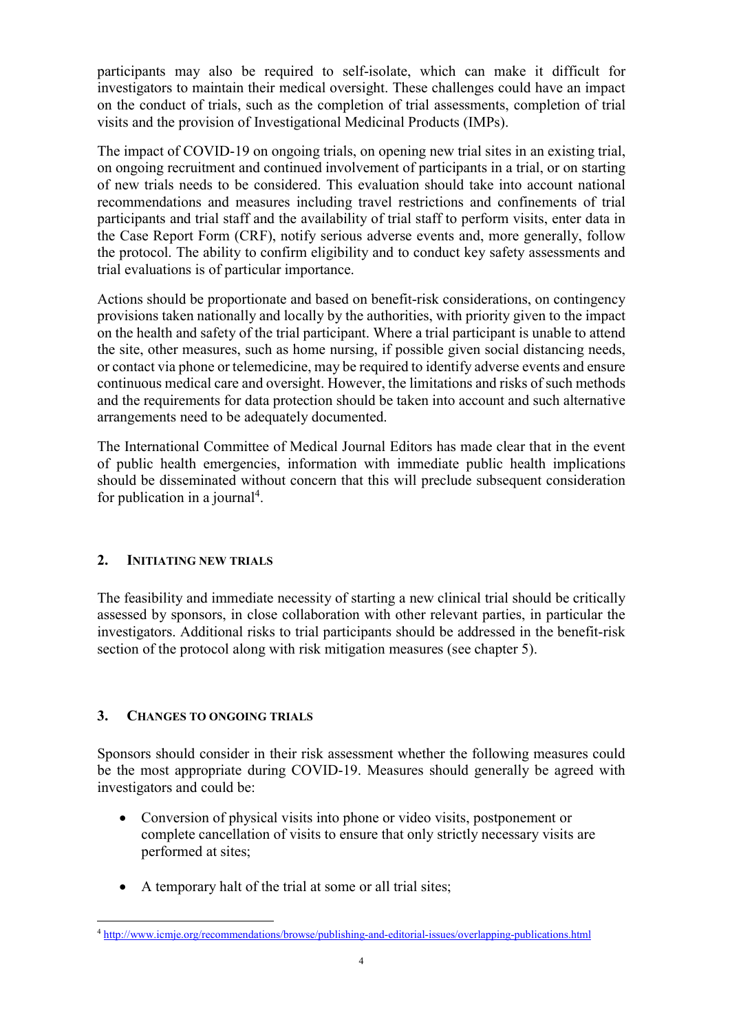participants may also be required to self-isolate, which can make it difficult for investigators to maintain their medical oversight. These challenges could have an impact on the conduct of trials, such as the completion of trial assessments, completion of trial visits and the provision of Investigational Medicinal Products (IMPs).

The impact of COVID-19 on ongoing trials, on opening new trial sites in an existing trial, on ongoing recruitment and continued involvement of participants in a trial, or on starting of new trials needs to be considered. This evaluation should take into account national recommendations and measures including travel restrictions and confinements of trial participants and trial staff and the availability of trial staff to perform visits, enter data in the Case Report Form (CRF), notify serious adverse events and, more generally, follow the protocol. The ability to confirm eligibility and to conduct key safety assessments and trial evaluations is of particular importance.

Actions should be proportionate and based on benefit-risk considerations, on contingency provisions taken nationally and locally by the authorities, with priority given to the impact on the health and safety of the trial participant. Where a trial participant is unable to attend the site, other measures, such as home nursing, if possible given social distancing needs, or contact via phone or telemedicine, may be required to identify adverse events and ensure continuous medical care and oversight. However, the limitations and risks of such methods and the requirements for data protection should be taken into account and such alternative arrangements need to be adequately documented.

The International Committee of Medical Journal Editors has made clear that in the event of public health emergencies, information with immediate public health implications should be disseminated without concern that this will preclude subsequent consideration for publication in a journal[4].

## 2. INITIATING NEW TRIALS

The feasibility and immediate necessity of starting a new clinical trial should be critically assessed by sponsors, in close collaboration with other relevant parties, in particular the investigators. Additional risks to trial participants should be addressed in the benefit-risk section of the protocol along with risk mitigation measures (see chapter 5).

## 3. CHANGES TO ONGOING TRIALS

Sponsors should consider in their risk assessment whether the following measures could be the most appropriate during COVID-19. Measures should generally be agreed with investigators and could be:

- Conversion of physical visits into phone or video visits, postponement or complete cancellation of visits to ensure that only strictly necessary visits are performed at sites;
- A temporary halt of the trial at some or all trial sites;

[4] http://www.icmje.org/recommendations/browse/publishing-and-editorial-issues/overlapping-publications.html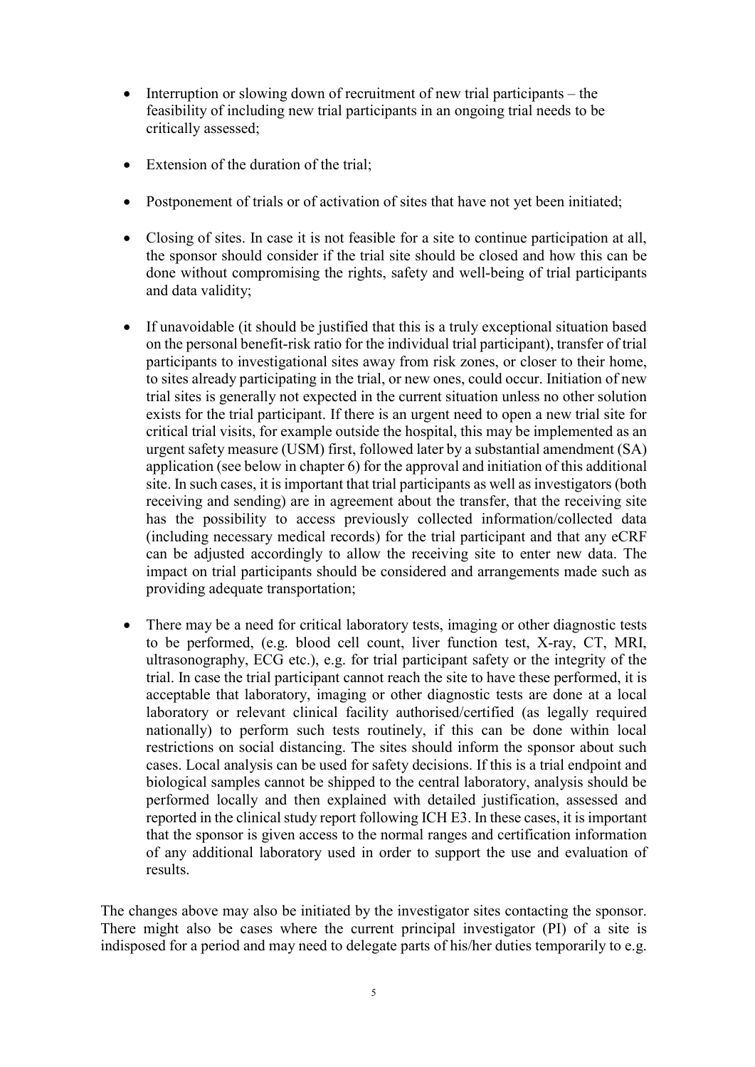- Interruption or slowing down of recruitment of new trial participants – the feasibility of including new trial participants in an ongoing trial needs to be critically assessed;

- Extension of the duration of the trial;

- Postponement of trials or of activation of sites that have not yet been initiated;

- Closing of sites. In case it is not feasible for a site to continue participation at all, the sponsor should consider if the trial site should be closed and how this can be done without compromising the rights, safety and well-being of trial participants and data validity;

- If unavoidable (it should be justified that this is a truly exceptional situation based on the personal benefit-risk ratio for the individual trial participant), transfer of trial participants to investigational sites away from risk zones, or closer to their home, to sites already participating in the trial, or new ones, could occur. Initiation of new trial sites is generally not expected in the current situation unless no other solution exists for the trial participant. If there is an urgent need to open a new trial site for critical trial visits, for example outside the hospital, this may be implemented as an urgent safety measure (USM) first, followed later by a substantial amendment (SA) application (see below in chapter 6) for the approval and initiation of this additional site. In such cases, it is important that trial participants as well as investigators (both receiving and sending) are in agreement about the transfer, that the receiving site has the possibility to access previously collected information/collected data (including necessary medical records) for the trial participant and that any eCRF can be adjusted accordingly to allow the receiving site to enter new data. The impact on trial participants should be considered and arrangements made such as providing adequate transportation;

- There may be a need for critical laboratory tests, imaging or other diagnostic tests to be performed, (e.g. blood cell count, liver function test, X-ray, CT, MRI, ultrasonography, ECG etc.), e.g. for trial participant safety or the integrity of the trial. In case the trial participant cannot reach the site to have these performed, it is acceptable that laboratory, imaging or other diagnostic tests are done at a local laboratory or relevant clinical facility authorised/certified (as legally required nationally) to perform such tests routinely, if this can be done within local restrictions on social distancing. The sites should inform the sponsor about such cases. Local analysis can be used for safety decisions. If this is a trial endpoint and biological samples cannot be shipped to the central laboratory, analysis should be performed locally and then explained with detailed justification, assessed and reported in the clinical study report following ICH E3. In these cases, it is important that the sponsor is given access to the normal ranges and certification information of any additional laboratory used in order to support the use and evaluation of results.

The changes above may also be initiated by the investigator sites contacting the sponsor. There might also be cases where the current principal investigator (PI) of a site is indisposed for a period and may need to delegate parts of his/her duties temporarily to e.g.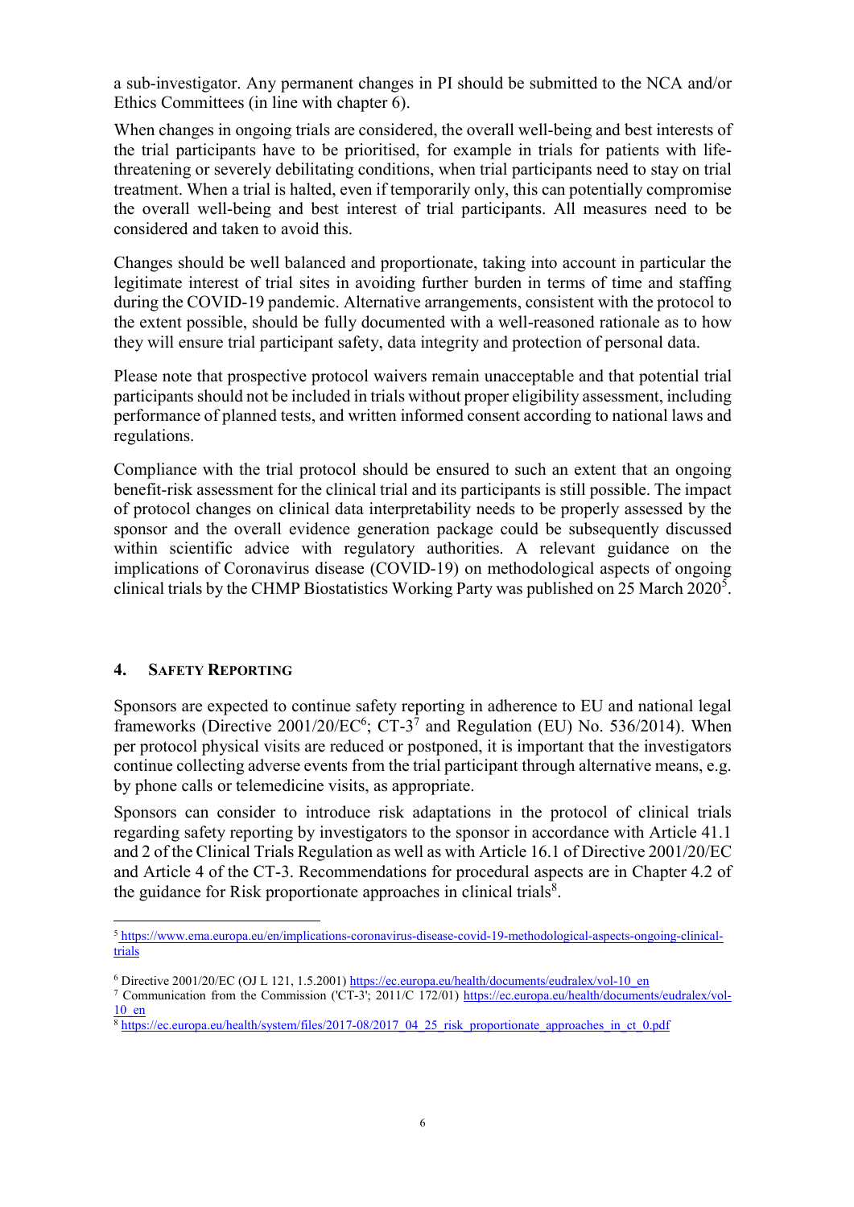a sub-investigator. Any permanent changes in PI should be submitted to the NCA and/or Ethics Committees (in line with chapter 6).

When changes in ongoing trials are considered, the overall well-being and best interests of the trial participants have to be prioritised, for example in trials for patients with life-threatening or severely debilitating conditions, when trial participants need to stay on trial treatment. When a trial is halted, even if temporarily only, this can potentially compromise the overall well-being and best interest of trial participants. All measures need to be considered and taken to avoid this.

Changes should be well balanced and proportionate, taking into account in particular the legitimate interest of trial sites in avoiding further burden in terms of time and staffing during the COVID-19 pandemic. Alternative arrangements, consistent with the protocol to the extent possible, should be fully documented with a well-reasoned rationale as to how they will ensure trial participant safety, data integrity and protection of personal data.

Please note that prospective protocol waivers remain unacceptable and that potential trial participants should not be included in trials without proper eligibility assessment, including performance of planned tests, and written informed consent according to national laws and regulations.

Compliance with the trial protocol should be ensured to such an extent that an ongoing benefit-risk assessment for the clinical trial and its participants is still possible. The impact of protocol changes on clinical data interpretability needs to be properly assessed by the sponsor and the overall evidence generation package could be subsequently discussed within scientific advice with regulatory authorities. A relevant guidance on the implications of Coronavirus disease (COVID-19) on methodological aspects of ongoing clinical trials by the CHMP Biostatistics Working Party was published on 25 March 2020[5].

## 4. Safety Reporting

Sponsors are expected to continue safety reporting in adherence to EU and national legal frameworks (Directive 2001/20/EC[6]; CT-3[7] and Regulation (EU) No. 536/2014). When per protocol physical visits are reduced or postponed, it is important that the investigators continue collecting adverse events from the trial participant through alternative means, e.g. by phone calls or telemedicine visits, as appropriate.

Sponsors can consider to introduce risk adaptations in the protocol of clinical trials regarding safety reporting by investigators to the sponsor in accordance with Article 41.1 and 2 of the Clinical Trials Regulation as well as with Article 16.1 of Directive 2001/20/EC and Article 4 of the CT-3. Recommendations for procedural aspects are in Chapter 4.2 of the guidance for Risk proportionate approaches in clinical trials[8].

---

[5] https://www.ema.europa.eu/en/implications-coronavirus-disease-covid-19-methodological-aspects-ongoing-clinical-trials

[6] Directive 2001/20/EC (OJ L 121, 1.5.2001) https://ec.europa.eu/health/documents/eudralex/vol-10_en

[7] Communication from the Commission ('CT-3'; 2011/C 172/01) https://ec.europa.eu/health/documents/eudralex/vol-10_en

[8] https://ec.europa.eu/health/system/files/2017-08/2017_04_25_risk_proportionate_approaches_in_ct_0.pdf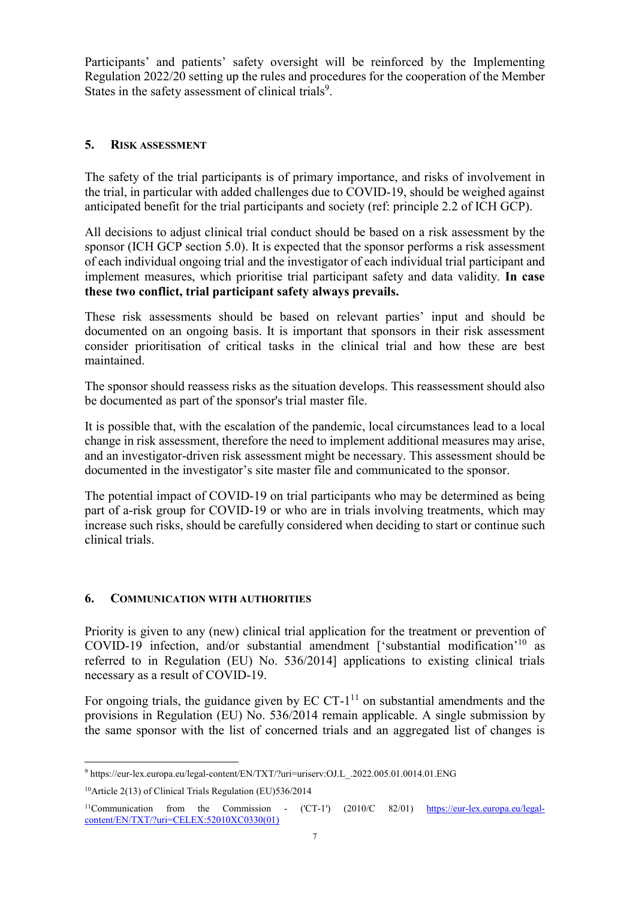Participants' and patients' safety oversight will be reinforced by the Implementing Regulation 2022/20 setting up the rules and procedures for the cooperation of the Member States in the safety assessment of clinical trials[9].

## 5. Risk assessment

The safety of the trial participants is of primary importance, and risks of involvement in the trial, in particular with added challenges due to COVID-19, should be weighed against anticipated benefit for the trial participants and society (ref: principle 2.2 of ICH GCP).

All decisions to adjust clinical trial conduct should be based on a risk assessment by the sponsor (ICH GCP section 5.0). It is expected that the sponsor performs a risk assessment of each individual ongoing trial and the investigator of each individual trial participant and implement measures, which prioritise trial participant safety and data validity. **In case these two conflict, trial participant safety always prevails.**

These risk assessments should be based on relevant parties' input and should be documented on an ongoing basis. It is important that sponsors in their risk assessment consider prioritisation of critical tasks in the clinical trial and how these are best maintained.

The sponsor should reassess risks as the situation develops. This reassessment should also be documented as part of the sponsor's trial master file.

It is possible that, with the escalation of the pandemic, local circumstances lead to a local change in risk assessment, therefore the need to implement additional measures may arise, and an investigator-driven risk assessment might be necessary. This assessment should be documented in the investigator's site master file and communicated to the sponsor.

The potential impact of COVID-19 on trial participants who may be determined as being part of a-risk group for COVID-19 or who are in trials involving treatments, which may increase such risks, should be carefully considered when deciding to start or continue such clinical trials.

## 6. Communication with authorities

Priority is given to any (new) clinical trial application for the treatment or prevention of COVID-19 infection, and/or substantial amendment ['substantial modification'[10] as referred to in Regulation (EU) No. 536/2014] applications to existing clinical trials necessary as a result of COVID-19.

For ongoing trials, the guidance given by EC CT-1[11] on substantial amendments and the provisions in Regulation (EU) No. 536/2014 remain applicable. A single submission by the same sponsor with the list of concerned trials and an aggregated list of changes is

---

[9] https://eur-lex.europa.eu/legal-content/EN/TXT/?uri=uriserv:OJ.L_.2022.005.01.0014.01.ENG

[10] Article 2(13) of Clinical Trials Regulation (EU)536/2014

[11] Communication from the Commission - ('CT-1') (2010/C 82/01) https://eur-lex.europa.eu/legal-content/EN/TXT/?uri=CELEX:52010XC0330(01)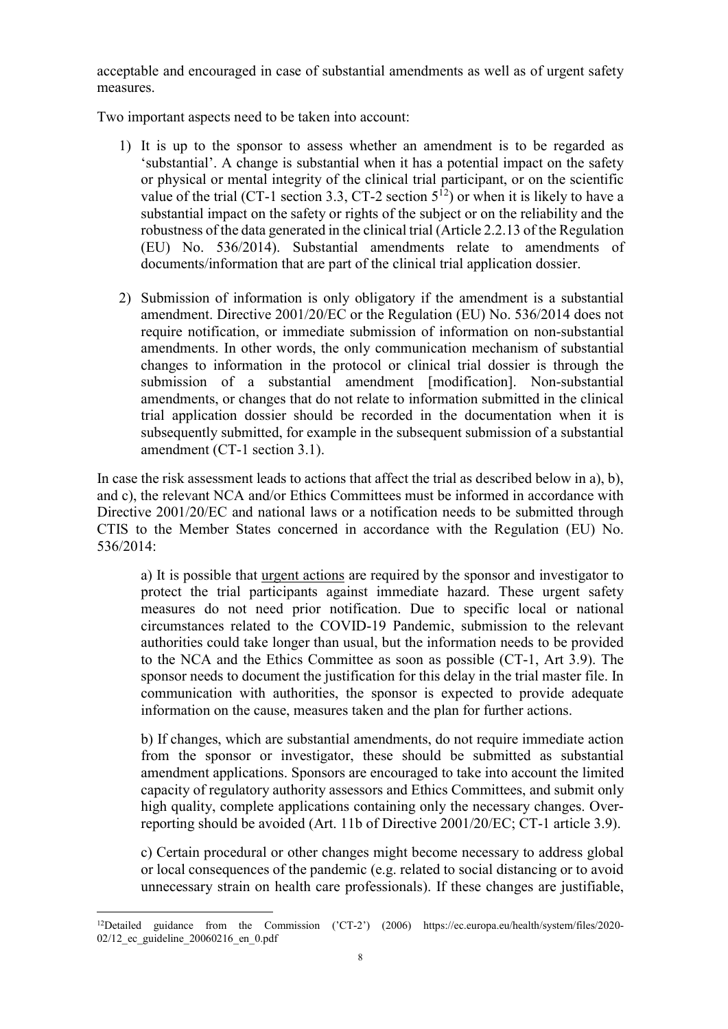acceptable and encouraged in case of substantial amendments as well as of urgent safety measures.

Two important aspects need to be taken into account:

1) It is up to the sponsor to assess whether an amendment is to be regarded as 'substantial'. A change is substantial when it has a potential impact on the safety or physical or mental integrity of the clinical trial participant, or on the scientific value of the trial (CT-1 section 3.3, CT-2 section 5[12]) or when it is likely to have a substantial impact on the safety or rights of the subject or on the reliability and the robustness of the data generated in the clinical trial (Article 2.2.13 of the Regulation (EU) No. 536/2014). Substantial amendments relate to amendments of documents/information that are part of the clinical trial application dossier.

2) Submission of information is only obligatory if the amendment is a substantial amendment. Directive 2001/20/EC or the Regulation (EU) No. 536/2014 does not require notification, or immediate submission of information on non-substantial amendments. In other words, the only communication mechanism of substantial changes to information in the protocol or clinical trial dossier is through the submission of a substantial amendment [modification]. Non-substantial amendments, or changes that do not relate to information submitted in the clinical trial application dossier should be recorded in the documentation when it is subsequently submitted, for example in the subsequent submission of a substantial amendment (CT-1 section 3.1).

In case the risk assessment leads to actions that affect the trial as described below in a), b), and c), the relevant NCA and/or Ethics Committees must be informed in accordance with Directive 2001/20/EC and national laws or a notification needs to be submitted through CTIS to the Member States concerned in accordance with the Regulation (EU) No. 536/2014:

a) It is possible that <u>urgent actions</u> are required by the sponsor and investigator to protect the trial participants against immediate hazard. These urgent safety measures do not need prior notification. Due to specific local or national circumstances related to the COVID-19 Pandemic, submission to the relevant authorities could take longer than usual, but the information needs to be provided to the NCA and the Ethics Committee as soon as possible (CT-1, Art 3.9). The sponsor needs to document the justification for this delay in the trial master file. In communication with authorities, the sponsor is expected to provide adequate information on the cause, measures taken and the plan for further actions.

b) If changes, which are substantial amendments, do not require immediate action from the sponsor or investigator, these should be submitted as substantial amendment applications. Sponsors are encouraged to take into account the limited capacity of regulatory authority assessors and Ethics Committees, and submit only high quality, complete applications containing only the necessary changes. Over-reporting should be avoided (Art. 11b of Directive 2001/20/EC; CT-1 article 3.9).

c) Certain procedural or other changes might become necessary to address global or local consequences of the pandemic (e.g. related to social distancing or to avoid unnecessary strain on health care professionals). If these changes are justifiable,

---

[12] Detailed guidance from the Commission ('CT-2') (2006) https://ec.europa.eu/health/system/files/2020-02/12_ec_guideline_20060216_en_0.pdf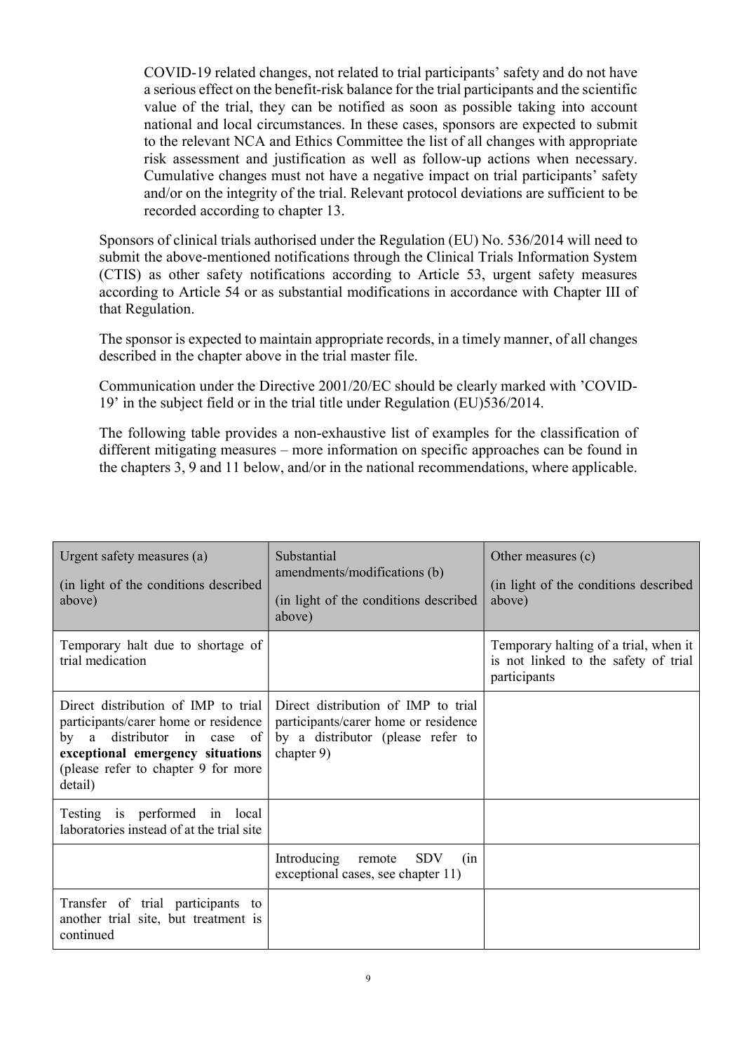COVID-19 related changes, not related to trial participants' safety and do not have a serious effect on the benefit-risk balance for the trial participants and the scientific value of the trial, they can be notified as soon as possible taking into account national and local circumstances. In these cases, sponsors are expected to submit to the relevant NCA and Ethics Committee the list of all changes with appropriate risk assessment and justification as well as follow-up actions when necessary. Cumulative changes must not have a negative impact on trial participants' safety and/or on the integrity of the trial. Relevant protocol deviations are sufficient to be recorded according to chapter 13.

Sponsors of clinical trials authorised under the Regulation (EU) No. 536/2014 will need to submit the above-mentioned notifications through the Clinical Trials Information System (CTIS) as other safety notifications according to Article 53, urgent safety measures according to Article 54 or as substantial modifications in accordance with Chapter III of that Regulation.

The sponsor is expected to maintain appropriate records, in a timely manner, of all changes described in the chapter above in the trial master file.

Communication under the Directive 2001/20/EC should be clearly marked with 'COVID-19' in the subject field or in the trial title under Regulation (EU)536/2014.

The following table provides a non-exhaustive list of examples for the classification of different mitigating measures – more information on specific approaches can be found in the chapters 3, 9 and 11 below, and/or in the national recommendations, where applicable.

| Urgent safety measures (a)<br>(in light of the conditions described above) | Substantial amendments/modifications (b)<br>(in light of the conditions described above) | Other measures (c)<br>(in light of the conditions described above) |
|---|---|---|
| Temporary halt due to shortage of trial medication | | Temporary halting of a trial, when it is not linked to the safety of trial participants |
| Direct distribution of IMP to trial participants/carer home or residence by a distributor in case of **exceptional emergency situations** (please refer to chapter 9 for more detail) | Direct distribution of IMP to trial participants/carer home or residence by a distributor (please refer to chapter 9) | |
| Testing is performed in local laboratories instead of at the trial site | | |
| | Introducing remote SDV (in exceptional cases, see chapter 11) | |
| Transfer of trial participants to another trial site, but treatment is continued | | |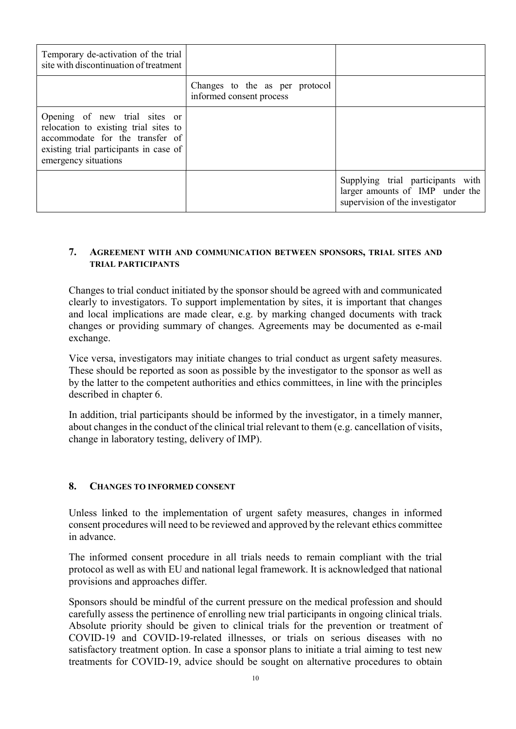| | | |
|---|---|---|
| Temporary de-activation of the trial site with discontinuation of treatment | | |
| | Changes to the as per protocol informed consent process | |
| Opening of new trial sites or relocation to existing trial sites to accommodate for the transfer of existing trial participants in case of emergency situations | | |
| | | Supplying trial participants with larger amounts of IMP under the supervision of the investigator |

## 7. Agreement with and communication between sponsors, trial sites and trial participants

Changes to trial conduct initiated by the sponsor should be agreed with and communicated clearly to investigators. To support implementation by sites, it is important that changes and local implications are made clear, e.g. by marking changed documents with track changes or providing summary of changes. Agreements may be documented as e-mail exchange.

Vice versa, investigators may initiate changes to trial conduct as urgent safety measures. These should be reported as soon as possible by the investigator to the sponsor as well as by the latter to the competent authorities and ethics committees, in line with the principles described in chapter 6.

In addition, trial participants should be informed by the investigator, in a timely manner, about changes in the conduct of the clinical trial relevant to them (e.g. cancellation of visits, change in laboratory testing, delivery of IMP).

## 8. Changes to informed consent

Unless linked to the implementation of urgent safety measures, changes in informed consent procedures will need to be reviewed and approved by the relevant ethics committee in advance.

The informed consent procedure in all trials needs to remain compliant with the trial protocol as well as with EU and national legal framework. It is acknowledged that national provisions and approaches differ.

Sponsors should be mindful of the current pressure on the medical profession and should carefully assess the pertinence of enrolling new trial participants in ongoing clinical trials. Absolute priority should be given to clinical trials for the prevention or treatment of COVID-19 and COVID-19-related illnesses, or trials on serious diseases with no satisfactory treatment option. In case a sponsor plans to initiate a trial aiming to test new treatments for COVID-19, advice should be sought on alternative procedures to obtain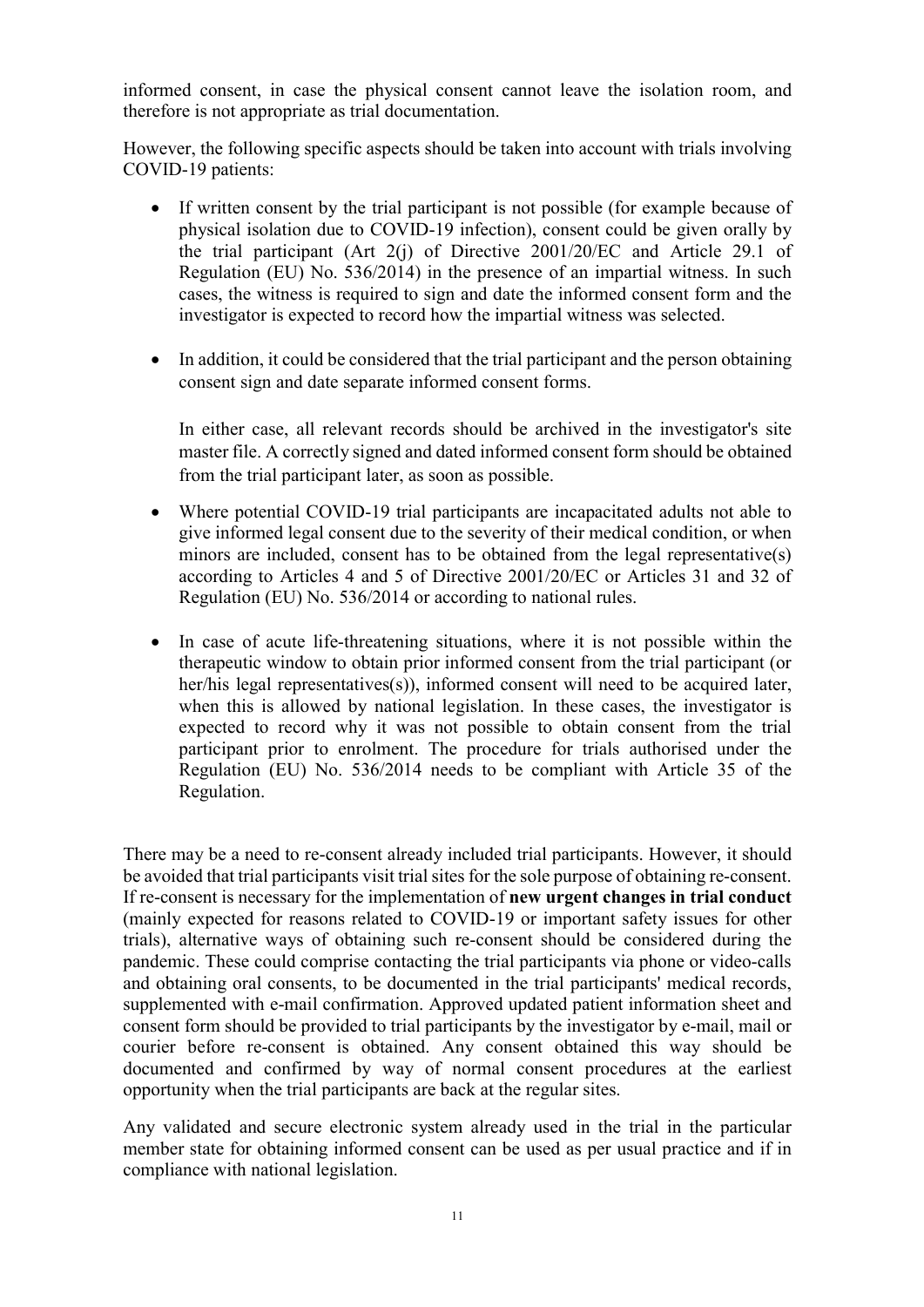informed consent, in case the physical consent cannot leave the isolation room, and therefore is not appropriate as trial documentation.

However, the following specific aspects should be taken into account with trials involving COVID-19 patients:

- If written consent by the trial participant is not possible (for example because of physical isolation due to COVID-19 infection), consent could be given orally by the trial participant (Art 2(j) of Directive 2001/20/EC and Article 29.1 of Regulation (EU) No. 536/2014) in the presence of an impartial witness. In such cases, the witness is required to sign and date the informed consent form and the investigator is expected to record how the impartial witness was selected.

- In addition, it could be considered that the trial participant and the person obtaining consent sign and date separate informed consent forms.

  In either case, all relevant records should be archived in the investigator's site master file. A correctly signed and dated informed consent form should be obtained from the trial participant later, as soon as possible.

- Where potential COVID-19 trial participants are incapacitated adults not able to give informed legal consent due to the severity of their medical condition, or when minors are included, consent has to be obtained from the legal representative(s) according to Articles 4 and 5 of Directive 2001/20/EC or Articles 31 and 32 of Regulation (EU) No. 536/2014 or according to national rules.

- In case of acute life-threatening situations, where it is not possible within the therapeutic window to obtain prior informed consent from the trial participant (or her/his legal representatives(s)), informed consent will need to be acquired later, when this is allowed by national legislation. In these cases, the investigator is expected to record why it was not possible to obtain consent from the trial participant prior to enrolment. The procedure for trials authorised under the Regulation (EU) No. 536/2014 needs to be compliant with Article 35 of the Regulation.

There may be a need to re-consent already included trial participants. However, it should be avoided that trial participants visit trial sites for the sole purpose of obtaining re-consent. If re-consent is necessary for the implementation of **new urgent changes in trial conduct** (mainly expected for reasons related to COVID-19 or important safety issues for other trials), alternative ways of obtaining such re-consent should be considered during the pandemic. These could comprise contacting the trial participants via phone or video-calls and obtaining oral consents, to be documented in the trial participants' medical records, supplemented with e-mail confirmation. Approved updated patient information sheet and consent form should be provided to trial participants by the investigator by e-mail, mail or courier before re-consent is obtained. Any consent obtained this way should be documented and confirmed by way of normal consent procedures at the earliest opportunity when the trial participants are back at the regular sites.

Any validated and secure electronic system already used in the trial in the particular member state for obtaining informed consent can be used as per usual practice and if in compliance with national legislation.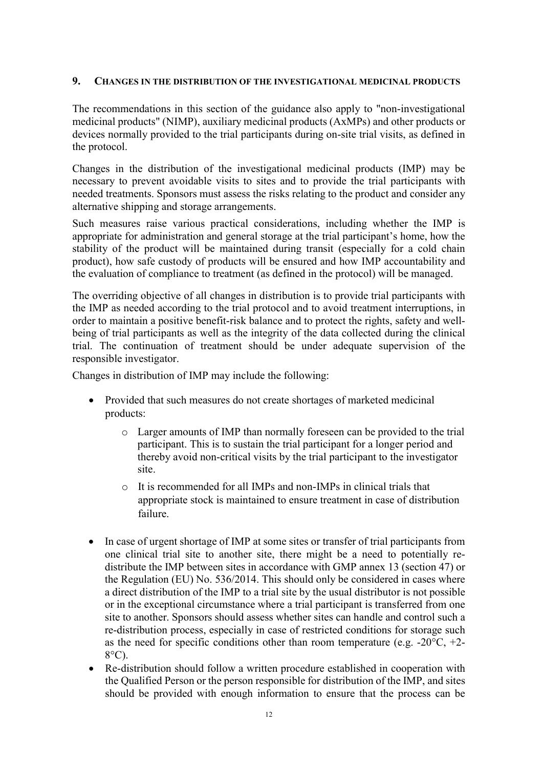## 9. CHANGES IN THE DISTRIBUTION OF THE INVESTIGATIONAL MEDICINAL PRODUCTS

The recommendations in this section of the guidance also apply to "non-investigational medicinal products" (NIMP), auxiliary medicinal products (AxMPs) and other products or devices normally provided to the trial participants during on-site trial visits, as defined in the protocol.

Changes in the distribution of the investigational medicinal products (IMP) may be necessary to prevent avoidable visits to sites and to provide the trial participants with needed treatments. Sponsors must assess the risks relating to the product and consider any alternative shipping and storage arrangements.

Such measures raise various practical considerations, including whether the IMP is appropriate for administration and general storage at the trial participant's home, how the stability of the product will be maintained during transit (especially for a cold chain product), how safe custody of products will be ensured and how IMP accountability and the evaluation of compliance to treatment (as defined in the protocol) will be managed.

The overriding objective of all changes in distribution is to provide trial participants with the IMP as needed according to the trial protocol and to avoid treatment interruptions, in order to maintain a positive benefit-risk balance and to protect the rights, safety and well-being of trial participants as well as the integrity of the data collected during the clinical trial. The continuation of treatment should be under adequate supervision of the responsible investigator.

Changes in distribution of IMP may include the following:

- Provided that such measures do not create shortages of marketed medicinal products:
  - Larger amounts of IMP than normally foreseen can be provided to the trial participant. This is to sustain the trial participant for a longer period and thereby avoid non-critical visits by the trial participant to the investigator site.
  - It is recommended for all IMPs and non-IMPs in clinical trials that appropriate stock is maintained to ensure treatment in case of distribution failure.
- In case of urgent shortage of IMP at some sites or transfer of trial participants from one clinical trial site to another site, there might be a need to potentially re-distribute the IMP between sites in accordance with GMP annex 13 (section 47) or the Regulation (EU) No. 536/2014. This should only be considered in cases where a direct distribution of the IMP to a trial site by the usual distributor is not possible or in the exceptional circumstance where a trial participant is transferred from one site to another. Sponsors should assess whether sites can handle and control such a re-distribution process, especially in case of restricted conditions for storage such as the need for specific conditions other than room temperature (e.g. -20°C, +2-8°C).
- Re-distribution should follow a written procedure established in cooperation with the Qualified Person or the person responsible for distribution of the IMP, and sites should be provided with enough information to ensure that the process can be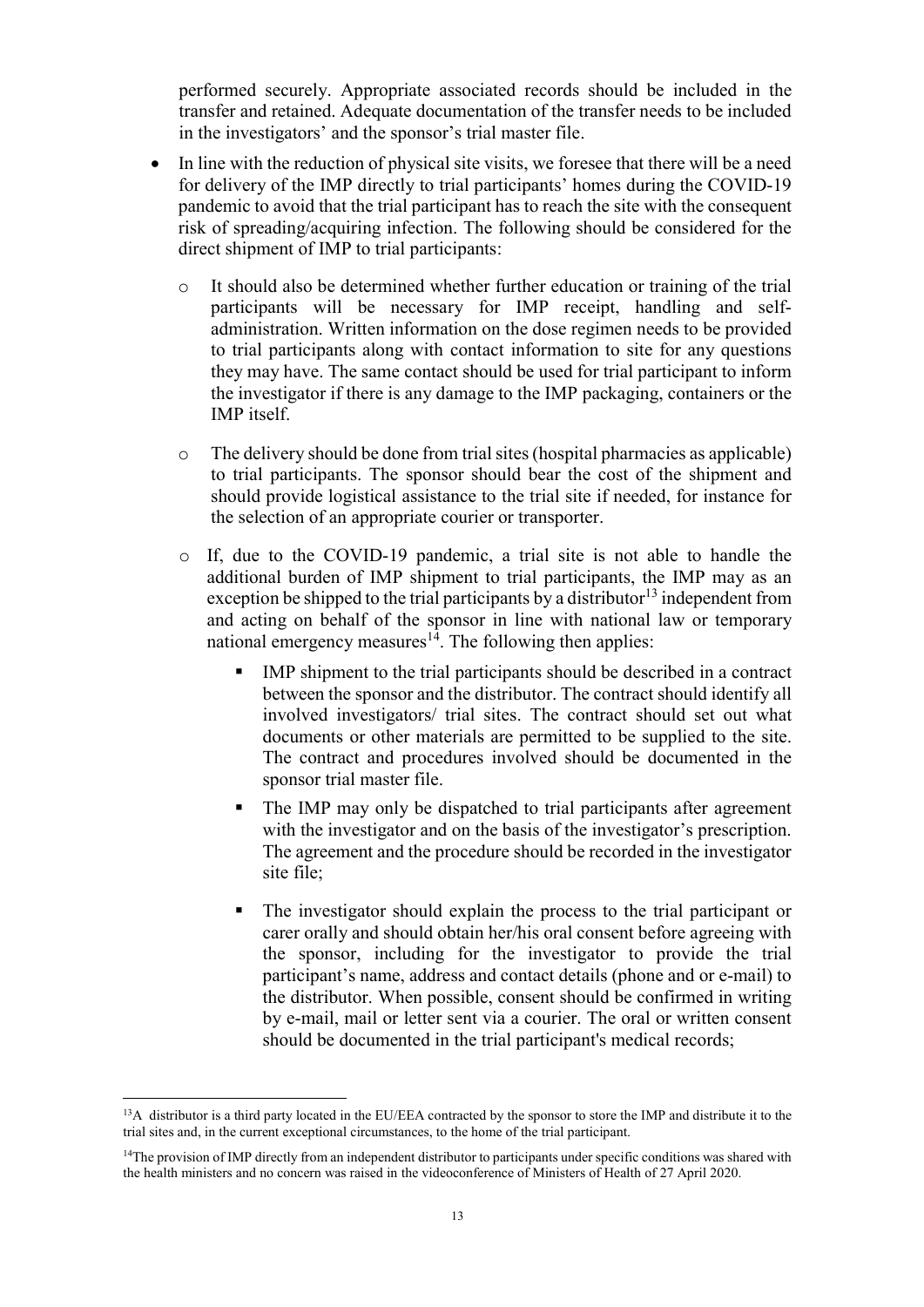performed securely. Appropriate associated records should be included in the transfer and retained. Adequate documentation of the transfer needs to be included in the investigators' and the sponsor's trial master file.

- In line with the reduction of physical site visits, we foresee that there will be a need for delivery of the IMP directly to trial participants' homes during the COVID-19 pandemic to avoid that the trial participant has to reach the site with the consequent risk of spreading/acquiring infection. The following should be considered for the direct shipment of IMP to trial participants:

  - It should also be determined whether further education or training of the trial participants will be necessary for IMP receipt, handling and self-administration. Written information on the dose regimen needs to be provided to trial participants along with contact information to site for any questions they may have. The same contact should be used for trial participant to inform the investigator if there is any damage to the IMP packaging, containers or the IMP itself.

  - The delivery should be done from trial sites (hospital pharmacies as applicable) to trial participants. The sponsor should bear the cost of the shipment and should provide logistical assistance to the trial site if needed, for instance for the selection of an appropriate courier or transporter.

  - If, due to the COVID-19 pandemic, a trial site is not able to handle the additional burden of IMP shipment to trial participants, the IMP may as an exception be shipped to the trial participants by a distributor[13] independent from and acting on behalf of the sponsor in line with national law or temporary national emergency measures[14]. The following then applies:

    - IMP shipment to the trial participants should be described in a contract between the sponsor and the distributor. The contract should identify all involved investigators/ trial sites. The contract should set out what documents or other materials are permitted to be supplied to the site. The contract and procedures involved should be documented in the sponsor trial master file.

    - The IMP may only be dispatched to trial participants after agreement with the investigator and on the basis of the investigator's prescription. The agreement and the procedure should be recorded in the investigator site file;

    - The investigator should explain the process to the trial participant or carer orally and should obtain her/his oral consent before agreeing with the sponsor, including for the investigator to provide the trial participant's name, address and contact details (phone and or e-mail) to the distributor. When possible, consent should be confirmed in writing by e-mail, mail or letter sent via a courier. The oral or written consent should be documented in the trial participant's medical records;

---

[13] A distributor is a third party located in the EU/EEA contracted by the sponsor to store the IMP and distribute it to the trial sites and, in the current exceptional circumstances, to the home of the trial participant.

[14] The provision of IMP directly from an independent distributor to participants under specific conditions was shared with the health ministers and no concern was raised in the videoconference of Ministers of Health of 27 April 2020.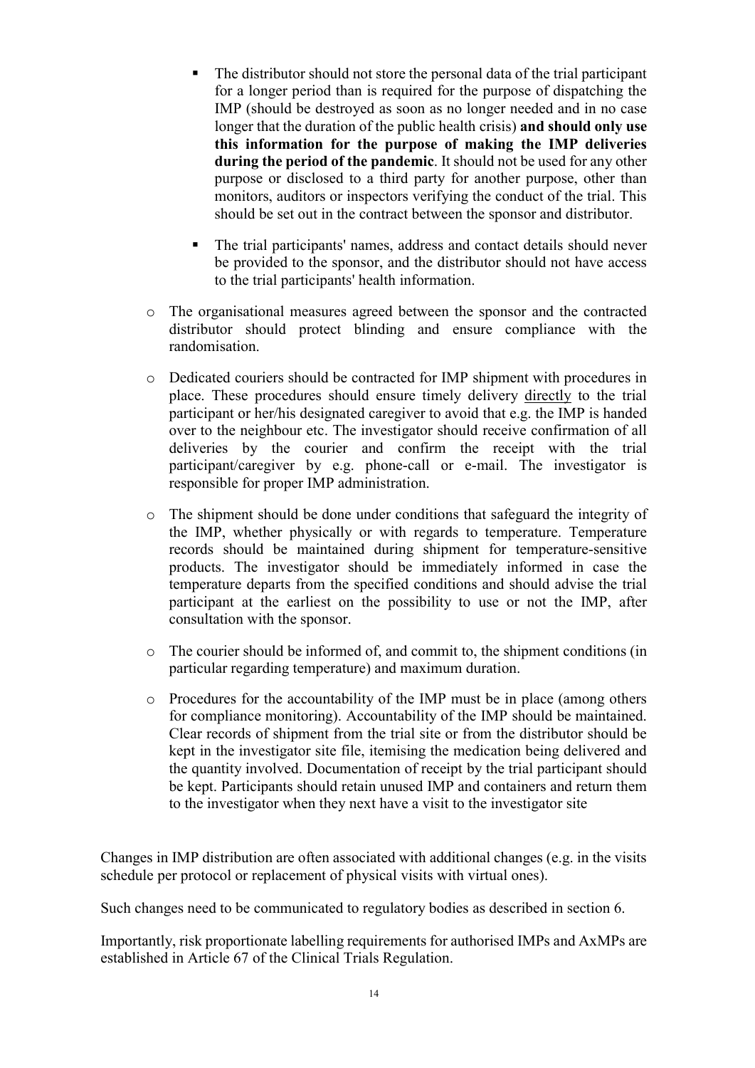- The distributor should not store the personal data of the trial participant for a longer period than is required for the purpose of dispatching the IMP (should be destroyed as soon as no longer needed and in no case longer that the duration of the public health crisis) **and should only use this information for the purpose of making the IMP deliveries during the period of the pandemic**. It should not be used for any other purpose or disclosed to a third party for another purpose, other than monitors, auditors or inspectors verifying the conduct of the trial. This should be set out in the contract between the sponsor and distributor.

        - The trial participants' names, address and contact details should never be provided to the sponsor, and the distributor should not have access to the trial participants' health information.

    - The organisational measures agreed between the sponsor and the contracted distributor should protect blinding and ensure compliance with the randomisation.

    - Dedicated couriers should be contracted for IMP shipment with procedures in place. These procedures should ensure timely delivery <u>directly</u> to the trial participant or her/his designated caregiver to avoid that e.g. the IMP is handed over to the neighbour etc. The investigator should receive confirmation of all deliveries by the courier and confirm the receipt with the trial participant/caregiver by e.g. phone-call or e-mail. The investigator is responsible for proper IMP administration.

    - The shipment should be done under conditions that safeguard the integrity of the IMP, whether physically or with regards to temperature. Temperature records should be maintained during shipment for temperature-sensitive products. The investigator should be immediately informed in case the temperature departs from the specified conditions and should advise the trial participant at the earliest on the possibility to use or not the IMP, after consultation with the sponsor.

    - The courier should be informed of, and commit to, the shipment conditions (in particular regarding temperature) and maximum duration.

    - Procedures for the accountability of the IMP must be in place (among others for compliance monitoring). Accountability of the IMP should be maintained. Clear records of shipment from the trial site or from the distributor should be kept in the investigator site file, itemising the medication being delivered and the quantity involved. Documentation of receipt by the trial participant should be kept. Participants should retain unused IMP and containers and return them to the investigator when they next have a visit to the investigator site

Changes in IMP distribution are often associated with additional changes (e.g. in the visits schedule per protocol or replacement of physical visits with virtual ones).

Such changes need to be communicated to regulatory bodies as described in section 6.

Importantly, risk proportionate labelling requirements for authorised IMPs and AxMPs are established in Article 67 of the Clinical Trials Regulation.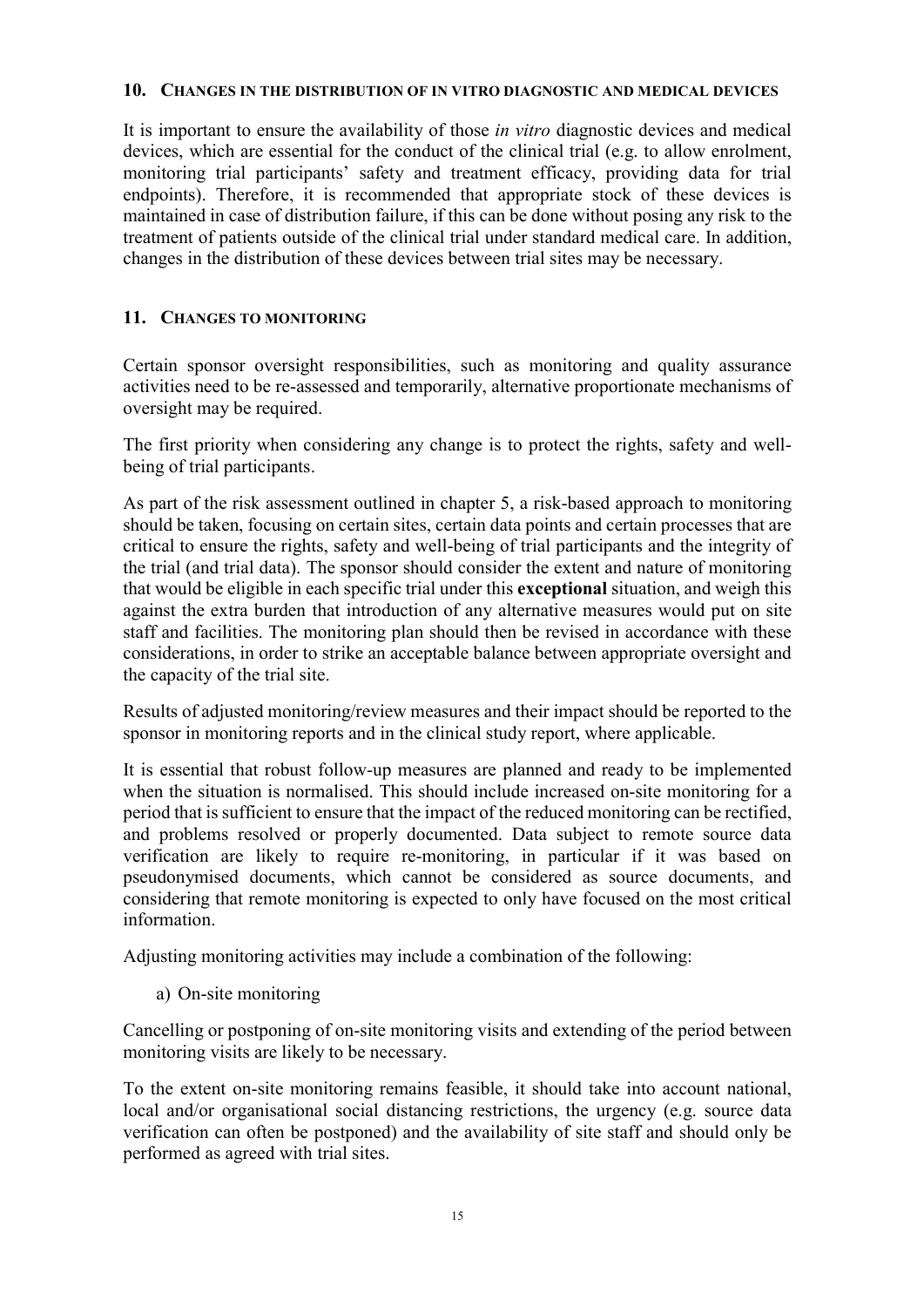## 10. CHANGES IN THE DISTRIBUTION OF IN VITRO DIAGNOSTIC AND MEDICAL DEVICES

It is important to ensure the availability of those *in vitro* diagnostic devices and medical devices, which are essential for the conduct of the clinical trial (e.g. to allow enrolment, monitoring trial participants' safety and treatment efficacy, providing data for trial endpoints). Therefore, it is recommended that appropriate stock of these devices is maintained in case of distribution failure, if this can be done without posing any risk to the treatment of patients outside of the clinical trial under standard medical care. In addition, changes in the distribution of these devices between trial sites may be necessary.

## 11. CHANGES TO MONITORING

Certain sponsor oversight responsibilities, such as monitoring and quality assurance activities need to be re-assessed and temporarily, alternative proportionate mechanisms of oversight may be required.

The first priority when considering any change is to protect the rights, safety and well-being of trial participants.

As part of the risk assessment outlined in chapter 5, a risk-based approach to monitoring should be taken, focusing on certain sites, certain data points and certain processes that are critical to ensure the rights, safety and well-being of trial participants and the integrity of the trial (and trial data). The sponsor should consider the extent and nature of monitoring that would be eligible in each specific trial under this **exceptional** situation, and weigh this against the extra burden that introduction of any alternative measures would put on site staff and facilities. The monitoring plan should then be revised in accordance with these considerations, in order to strike an acceptable balance between appropriate oversight and the capacity of the trial site.

Results of adjusted monitoring/review measures and their impact should be reported to the sponsor in monitoring reports and in the clinical study report, where applicable.

It is essential that robust follow-up measures are planned and ready to be implemented when the situation is normalised. This should include increased on-site monitoring for a period that is sufficient to ensure that the impact of the reduced monitoring can be rectified, and problems resolved or properly documented. Data subject to remote source data verification are likely to require re-monitoring, in particular if it was based on pseudonymised documents, which cannot be considered as source documents, and considering that remote monitoring is expected to only have focused on the most critical information.

Adjusting monitoring activities may include a combination of the following:

a) On-site monitoring

Cancelling or postponing of on-site monitoring visits and extending of the period between monitoring visits are likely to be necessary.

To the extent on-site monitoring remains feasible, it should take into account national, local and/or organisational social distancing restrictions, the urgency (e.g. source data verification can often be postponed) and the availability of site staff and should only be performed as agreed with trial sites.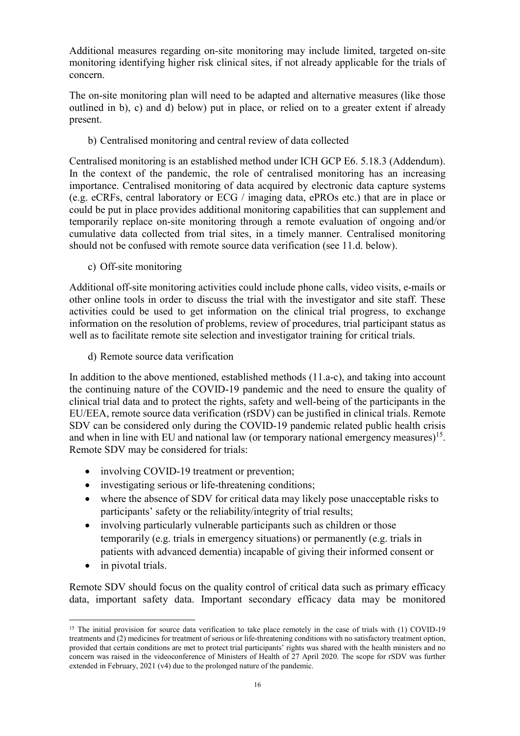Additional measures regarding on-site monitoring may include limited, targeted on-site monitoring identifying higher risk clinical sites, if not already applicable for the trials of concern.

The on-site monitoring plan will need to be adapted and alternative measures (like those outlined in b), c) and d) below) put in place, or relied on to a greater extent if already present.

b) Centralised monitoring and central review of data collected

Centralised monitoring is an established method under ICH GCP E6. 5.18.3 (Addendum). In the context of the pandemic, the role of centralised monitoring has an increasing importance. Centralised monitoring of data acquired by electronic data capture systems (e.g. eCRFs, central laboratory or ECG / imaging data, ePROs etc.) that are in place or could be put in place provides additional monitoring capabilities that can supplement and temporarily replace on-site monitoring through a remote evaluation of ongoing and/or cumulative data collected from trial sites, in a timely manner. Centralised monitoring should not be confused with remote source data verification (see 11.d. below).

c) Off-site monitoring

Additional off-site monitoring activities could include phone calls, video visits, e-mails or other online tools in order to discuss the trial with the investigator and site staff. These activities could be used to get information on the clinical trial progress, to exchange information on the resolution of problems, review of procedures, trial participant status as well as to facilitate remote site selection and investigator training for critical trials.

d) Remote source data verification

In addition to the above mentioned, established methods (11.a-c), and taking into account the continuing nature of the COVID-19 pandemic and the need to ensure the quality of clinical trial data and to protect the rights, safety and well-being of the participants in the EU/EEA, remote source data verification (rSDV) can be justified in clinical trials. Remote SDV can be considered only during the COVID-19 pandemic related public health crisis and when in line with EU and national law (or temporary national emergency measures)[15]. Remote SDV may be considered for trials:

- involving COVID-19 treatment or prevention;
- investigating serious or life-threatening conditions;
- where the absence of SDV for critical data may likely pose unacceptable risks to participants' safety or the reliability/integrity of trial results;
- involving particularly vulnerable participants such as children or those temporarily (e.g. trials in emergency situations) or permanently (e.g. trials in patients with advanced dementia) incapable of giving their informed consent or
- in pivotal trials.

Remote SDV should focus on the quality control of critical data such as primary efficacy data, important safety data. Important secondary efficacy data may be monitored

---

[15] The initial provision for source data verification to take place remotely in the case of trials with (1) COVID-19 treatments and (2) medicines for treatment of serious or life-threatening conditions with no satisfactory treatment option, provided that certain conditions are met to protect trial participants' rights was shared with the health ministers and no concern was raised in the videoconference of Ministers of Health of 27 April 2020. The scope for rSDV was further extended in February, 2021 (v4) due to the prolonged nature of the pandemic.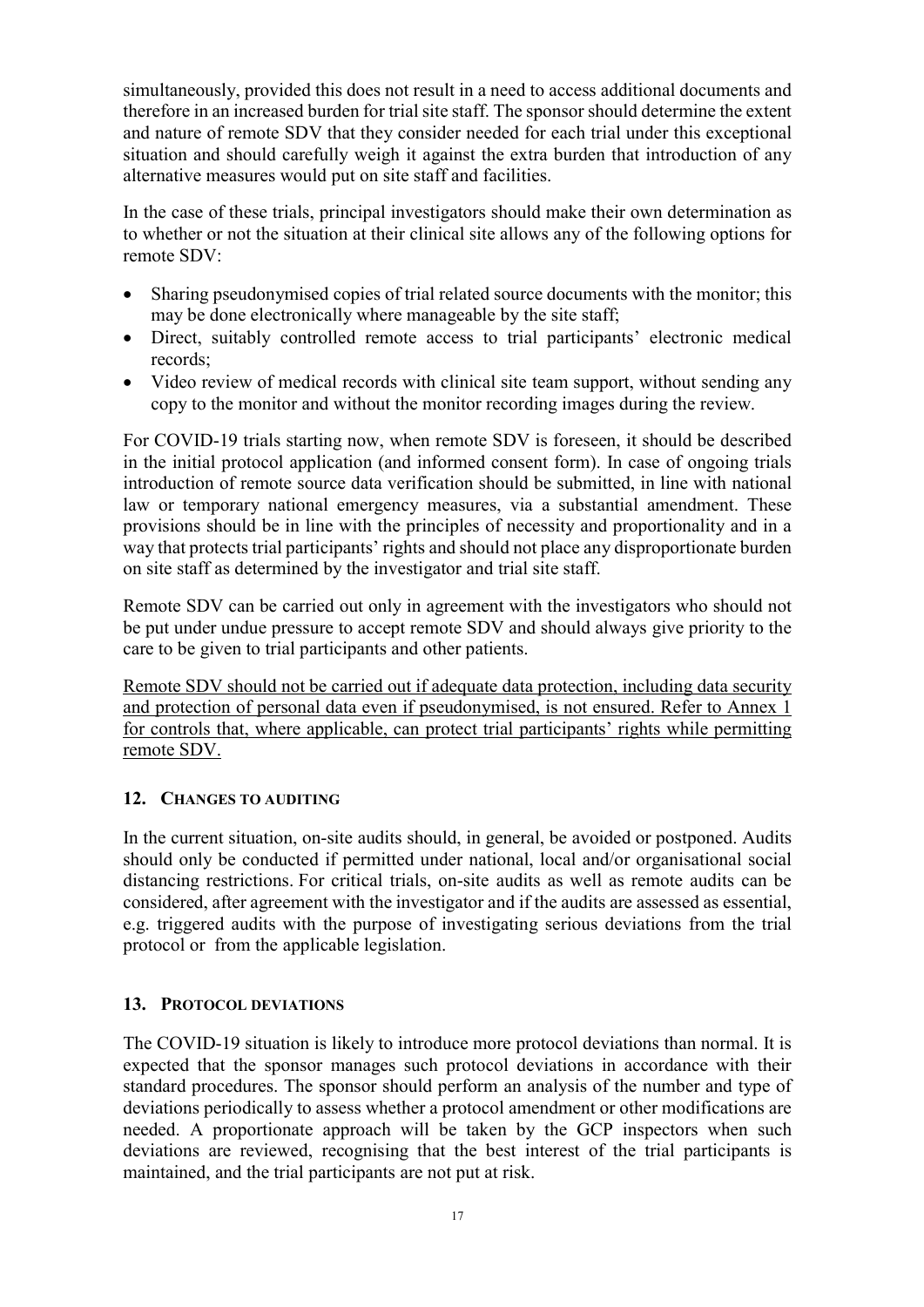simultaneously, provided this does not result in a need to access additional documents and therefore in an increased burden for trial site staff. The sponsor should determine the extent and nature of remote SDV that they consider needed for each trial under this exceptional situation and should carefully weigh it against the extra burden that introduction of any alternative measures would put on site staff and facilities.

In the case of these trials, principal investigators should make their own determination as to whether or not the situation at their clinical site allows any of the following options for remote SDV:

- Sharing pseudonymised copies of trial related source documents with the monitor; this may be done electronically where manageable by the site staff;
- Direct, suitably controlled remote access to trial participants' electronic medical records;
- Video review of medical records with clinical site team support, without sending any copy to the monitor and without the monitor recording images during the review.

For COVID-19 trials starting now, when remote SDV is foreseen, it should be described in the initial protocol application (and informed consent form). In case of ongoing trials introduction of remote source data verification should be submitted, in line with national law or temporary national emergency measures, via a substantial amendment. These provisions should be in line with the principles of necessity and proportionality and in a way that protects trial participants' rights and should not place any disproportionate burden on site staff as determined by the investigator and trial site staff.

Remote SDV can be carried out only in agreement with the investigators who should not be put under undue pressure to accept remote SDV and should always give priority to the care to be given to trial participants and other patients.

<u>Remote SDV should not be carried out if adequate data protection, including data security and protection of personal data even if pseudonymised, is not ensured. Refer to Annex 1 for controls that, where applicable, can protect trial participants' rights while permitting remote SDV.</u>

## 12. CHANGES TO AUDITING

In the current situation, on-site audits should, in general, be avoided or postponed. Audits should only be conducted if permitted under national, local and/or organisational social distancing restrictions. For critical trials, on-site audits as well as remote audits can be considered, after agreement with the investigator and if the audits are assessed as essential, e.g. triggered audits with the purpose of investigating serious deviations from the trial protocol or from the applicable legislation.

## 13. PROTOCOL DEVIATIONS

The COVID-19 situation is likely to introduce more protocol deviations than normal. It is expected that the sponsor manages such protocol deviations in accordance with their standard procedures. The sponsor should perform an analysis of the number and type of deviations periodically to assess whether a protocol amendment or other modifications are needed. A proportionate approach will be taken by the GCP inspectors when such deviations are reviewed, recognising that the best interest of the trial participants is maintained, and the trial participants are not put at risk.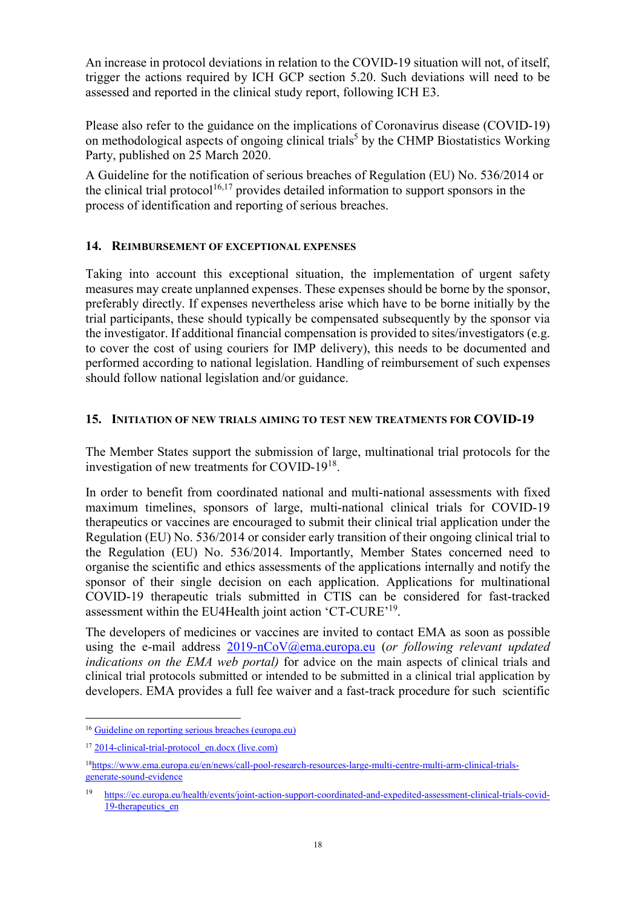An increase in protocol deviations in relation to the COVID-19 situation will not, of itself, trigger the actions required by ICH GCP section 5.20. Such deviations will need to be assessed and reported in the clinical study report, following ICH E3.

Please also refer to the guidance on the implications of Coronavirus disease (COVID-19) on methodological aspects of ongoing clinical trials[5] by the CHMP Biostatistics Working Party, published on 25 March 2020.

A Guideline for the notification of serious breaches of Regulation (EU) No. 536/2014 or the clinical trial protocol[16,17] provides detailed information to support sponsors in the process of identification and reporting of serious breaches.

## 14. Reimbursement of exceptional expenses

Taking into account this exceptional situation, the implementation of urgent safety measures may create unplanned expenses. These expenses should be borne by the sponsor, preferably directly. If expenses nevertheless arise which have to be borne initially by the trial participants, these should typically be compensated subsequently by the sponsor via the investigator. If additional financial compensation is provided to sites/investigators (e.g. to cover the cost of using couriers for IMP delivery), this needs to be documented and performed according to national legislation. Handling of reimbursement of such expenses should follow national legislation and/or guidance.

## 15. Initiation of new trials aiming to test new treatments for COVID-19

The Member States support the submission of large, multinational trial protocols for the investigation of new treatments for COVID-19[18].

In order to benefit from coordinated national and multi-national assessments with fixed maximum timelines, sponsors of large, multi-national clinical trials for COVID-19 therapeutics or vaccines are encouraged to submit their clinical trial application under the Regulation (EU) No. 536/2014 or consider early transition of their ongoing clinical trial to the Regulation (EU) No. 536/2014. Importantly, Member States concerned need to organise the scientific and ethics assessments of the applications internally and notify the sponsor of their single decision on each application. Applications for multinational COVID-19 therapeutic trials submitted in CTIS can be considered for fast-tracked assessment within the EU4Health joint action 'CT-CURE'[19].

The developers of medicines or vaccines are invited to contact EMA as soon as possible using the e-mail address 2019-nCoV@ema.europa.eu (*or following relevant updated indications on the EMA web portal)* for advice on the main aspects of clinical trials and clinical trial protocols submitted or intended to be submitted in a clinical trial application by developers. EMA provides a full fee waiver and a fast-track procedure for such scientific

---

[16] Guideline on reporting serious breaches (europa.eu)

[17] 2014-clinical-trial-protocol_en.docx (live.com)

[18] https://www.ema.europa.eu/en/news/call-pool-research-resources-large-multi-centre-multi-arm-clinical-trials-generate-sound-evidence

[19] https://ec.europa.eu/health/events/joint-action-support-coordinated-and-expedited-assessment-clinical-trials-covid-19-therapeutics_en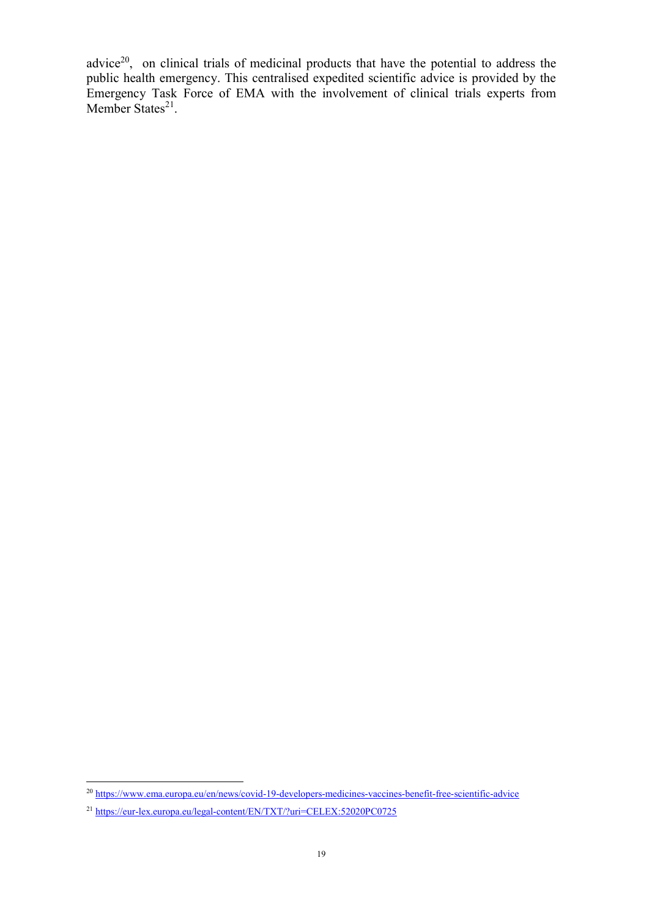advice[20], on clinical trials of medicinal products that have the potential to address the public health emergency. This centralised expedited scientific advice is provided by the Emergency Task Force of EMA with the involvement of clinical trials experts from Member States[21].

[20] https://www.ema.europa.eu/en/news/covid-19-developers-medicines-vaccines-benefit-free-scientific-advice

[21] https://eur-lex.europa.eu/legal-content/EN/TXT/?uri=CELEX:52020PC0725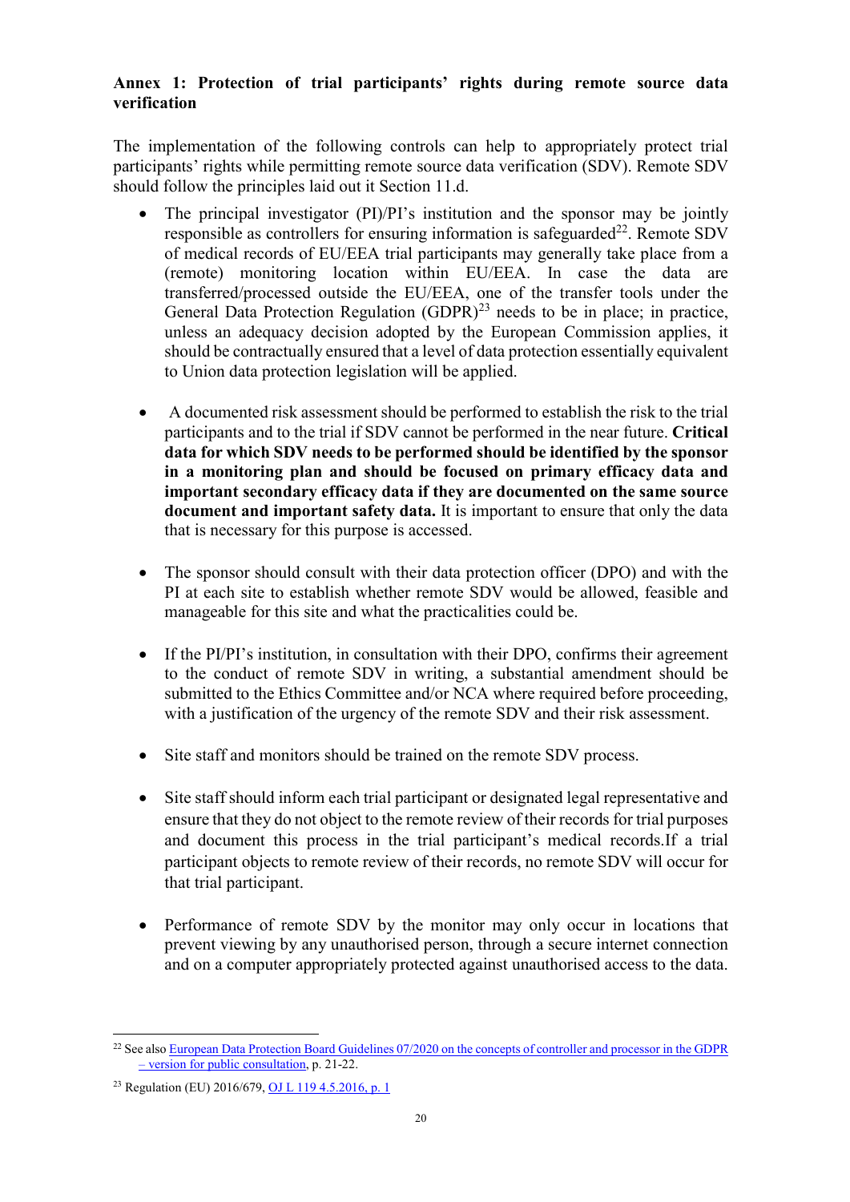**Annex 1: Protection of trial participants' rights during remote source data verification**

The implementation of the following controls can help to appropriately protect trial participants' rights while permitting remote source data verification (SDV). Remote SDV should follow the principles laid out it Section 11.d.

- The principal investigator (PI)/PI's institution and the sponsor may be jointly responsible as controllers for ensuring information is safeguarded[22]. Remote SDV of medical records of EU/EEA trial participants may generally take place from a (remote) monitoring location within EU/EEA. In case the data are transferred/processed outside the EU/EEA, one of the transfer tools under the General Data Protection Regulation (GDPR)[23] needs to be in place; in practice, unless an adequacy decision adopted by the European Commission applies, it should be contractually ensured that a level of data protection essentially equivalent to Union data protection legislation will be applied.

- A documented risk assessment should be performed to establish the risk to the trial participants and to the trial if SDV cannot be performed in the near future. **Critical data for which SDV needs to be performed should be identified by the sponsor in a monitoring plan and should be focused on primary efficacy data and important secondary efficacy data if they are documented on the same source document and important safety data.** It is important to ensure that only the data that is necessary for this purpose is accessed.

- The sponsor should consult with their data protection officer (DPO) and with the PI at each site to establish whether remote SDV would be allowed, feasible and manageable for this site and what the practicalities could be.

- If the PI/PI's institution, in consultation with their DPO, confirms their agreement to the conduct of remote SDV in writing, a substantial amendment should be submitted to the Ethics Committee and/or NCA where required before proceeding, with a justification of the urgency of the remote SDV and their risk assessment.

- Site staff and monitors should be trained on the remote SDV process.

- Site staff should inform each trial participant or designated legal representative and ensure that they do not object to the remote review of their records for trial purposes and document this process in the trial participant's medical records.If a trial participant objects to remote review of their records, no remote SDV will occur for that trial participant.

- Performance of remote SDV by the monitor may only occur in locations that prevent viewing by any unauthorised person, through a secure internet connection and on a computer appropriately protected against unauthorised access to the data.

---

[22] See also European Data Protection Board Guidelines 07/2020 on the concepts of controller and processor in the GDPR – version for public consultation, p. 21-22.

[23] Regulation (EU) 2016/679, OJ L 119 4.5.2016, p. 1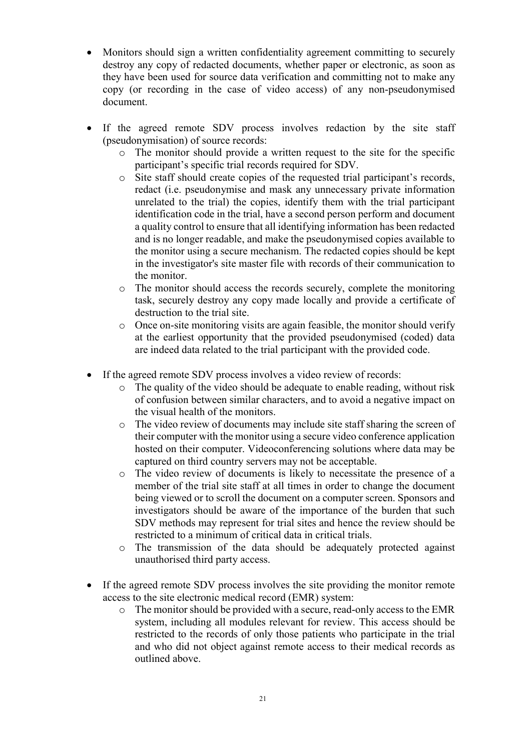- Monitors should sign a written confidentiality agreement committing to securely destroy any copy of redacted documents, whether paper or electronic, as soon as they have been used for source data verification and committing not to make any copy (or recording in the case of video access) of any non-pseudonymised document.

- If the agreed remote SDV process involves redaction by the site staff (pseudonymisation) of source records:
  - The monitor should provide a written request to the site for the specific participant's specific trial records required for SDV.
  - Site staff should create copies of the requested trial participant's records, redact (i.e. pseudonymise and mask any unnecessary private information unrelated to the trial) the copies, identify them with the trial participant identification code in the trial, have a second person perform and document a quality control to ensure that all identifying information has been redacted and is no longer readable, and make the pseudonymised copies available to the monitor using a secure mechanism. The redacted copies should be kept in the investigator's site master file with records of their communication to the monitor.
  - The monitor should access the records securely, complete the monitoring task, securely destroy any copy made locally and provide a certificate of destruction to the trial site.
  - Once on-site monitoring visits are again feasible, the monitor should verify at the earliest opportunity that the provided pseudonymised (coded) data are indeed data related to the trial participant with the provided code.

- If the agreed remote SDV process involves a video review of records:
  - The quality of the video should be adequate to enable reading, without risk of confusion between similar characters, and to avoid a negative impact on the visual health of the monitors.
  - The video review of documents may include site staff sharing the screen of their computer with the monitor using a secure video conference application hosted on their computer. Videoconferencing solutions where data may be captured on third country servers may not be acceptable.
  - The video review of documents is likely to necessitate the presence of a member of the trial site staff at all times in order to change the document being viewed or to scroll the document on a computer screen. Sponsors and investigators should be aware of the importance of the burden that such SDV methods may represent for trial sites and hence the review should be restricted to a minimum of critical data in critical trials.
  - The transmission of the data should be adequately protected against unauthorised third party access.

- If the agreed remote SDV process involves the site providing the monitor remote access to the site electronic medical record (EMR) system:
  - The monitor should be provided with a secure, read-only access to the EMR system, including all modules relevant for review. This access should be restricted to the records of only those patients who participate in the trial and who did not object against remote access to their medical records as outlined above.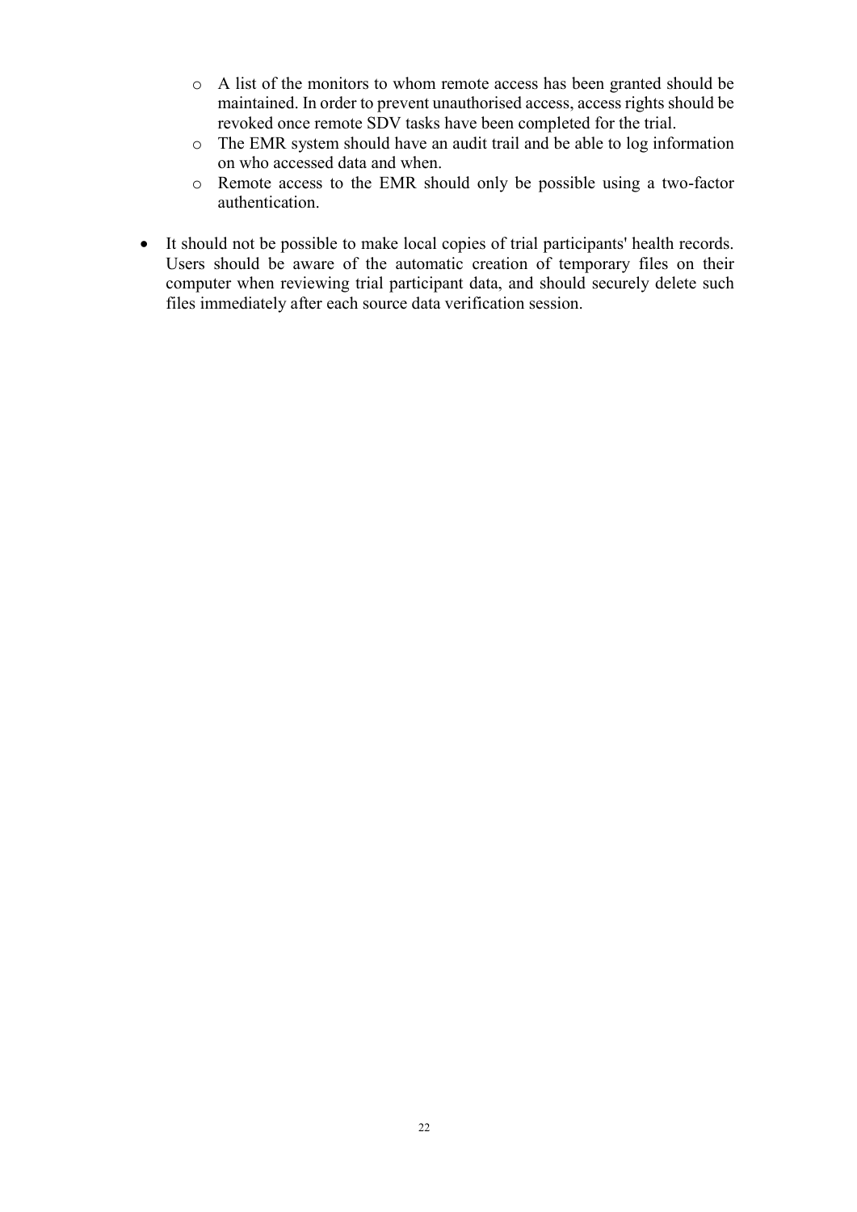- A list of the monitors to whom remote access has been granted should be maintained. In order to prevent unauthorised access, access rights should be revoked once remote SDV tasks have been completed for the trial.
  - The EMR system should have an audit trail and be able to log information on who accessed data and when.
  - Remote access to the EMR should only be possible using a two-factor authentication.

- It should not be possible to make local copies of trial participants' health records. Users should be aware of the automatic creation of temporary files on their computer when reviewing trial participant data, and should securely delete such files immediately after each source data verification session.